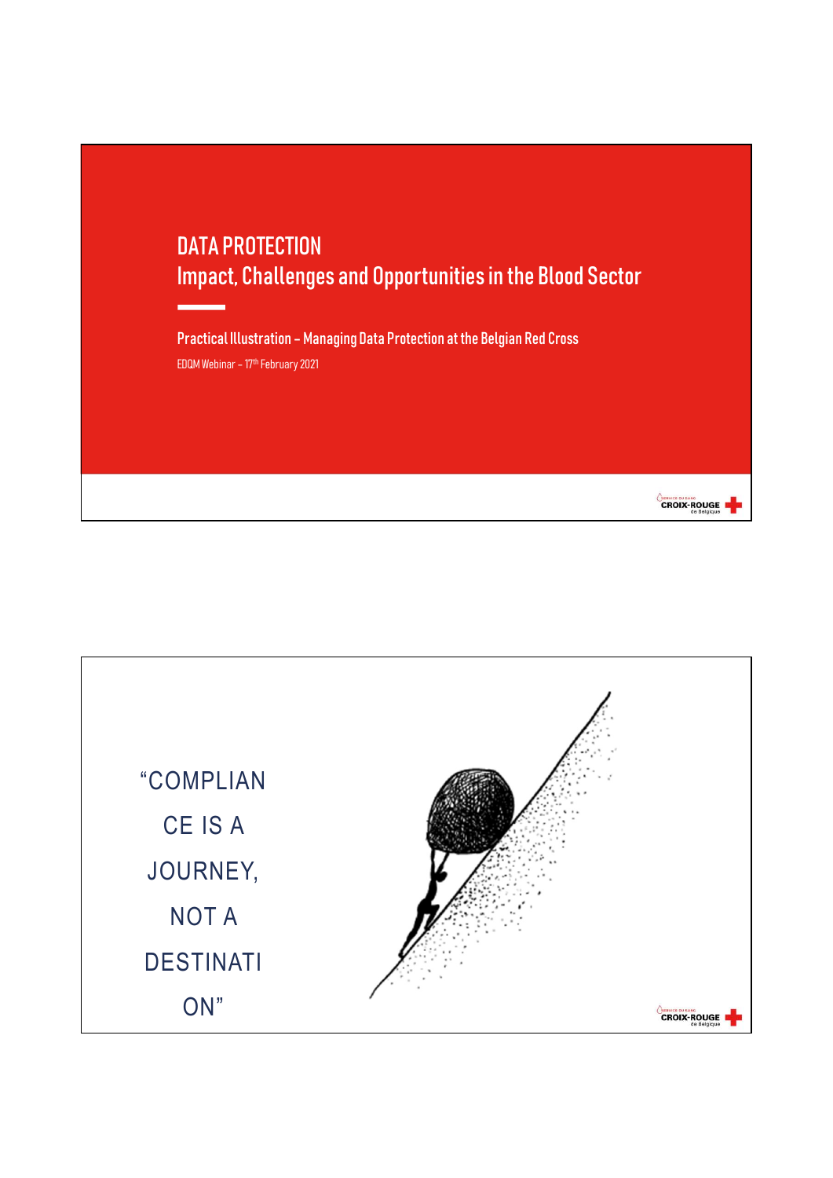# DATA PROTECTION

## Impact, Challenges and Opportunities in the Blood Sector

**Practical Illustration – Managing Data Protection at the Belgian Red Cross**

EDQM Webinar – 17th February 2021

---

"COMPLIANCE IS A JOURNEY, NOT A DESTINATION"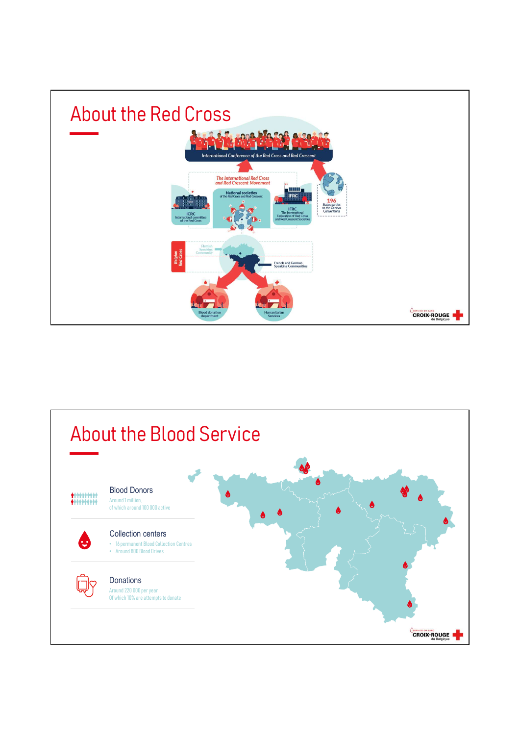# About the Red Cross

International Conference of the Red Cross and Red Crescent

The International Red Cross and Red Crescent Movement

ICRC
International committee of the Red Cross

National societies
of the Red Cross and Red Crescent

IFRC
The International Federation of Red Cross and Red Crescent Societies

196
States parties to the Geneva Conventions

Belgian Red Cross

Flemish Speaking Community

French and German Speaking Communities

Blood donation department

Humanitarian Services

# About the Blood Service

## Blood Donors

Around 1 million,
of which around 100 000 active

## Collection centers

- 16 permanent Blood Collection Centres
- Around 800 Blood Drives

## Donations

Around 220 000 per year
Of which 10% are attempts to donate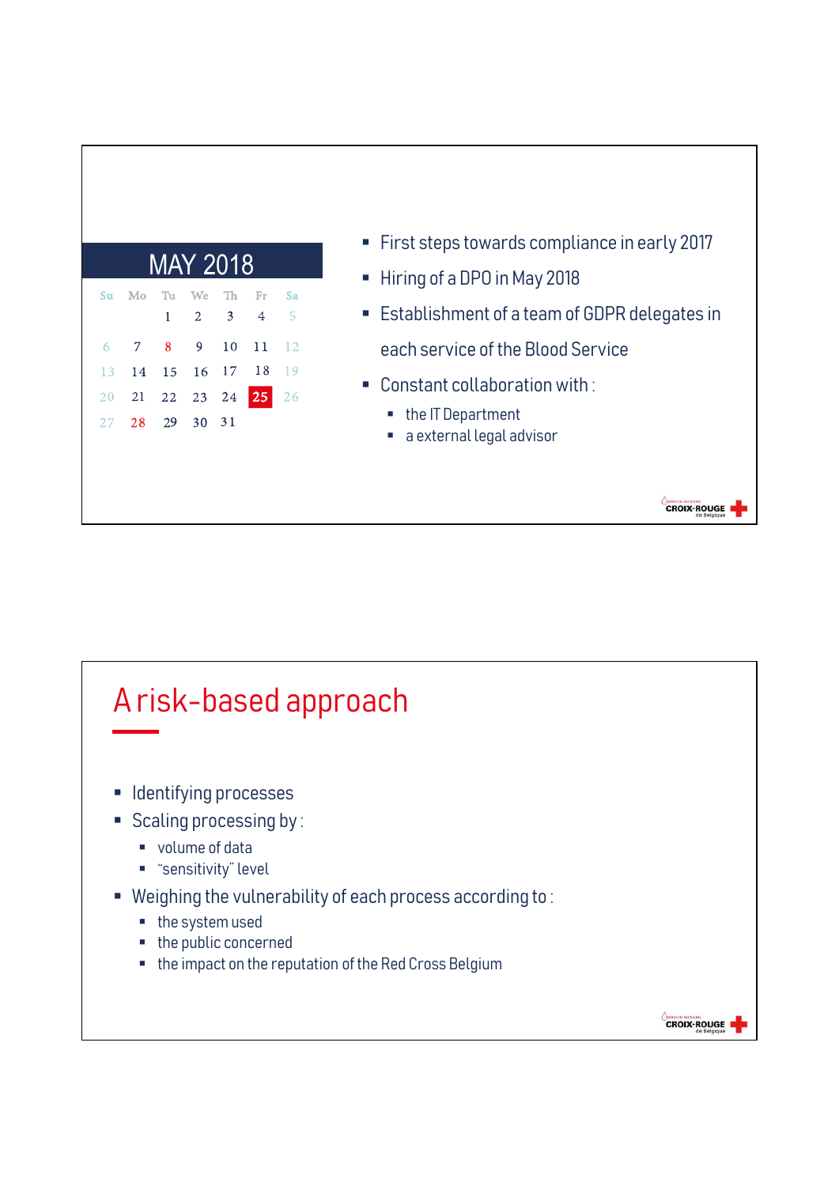**MAY 2018**

| Su | Mo | Tu | We | Th | Fr | Sa |
|---|---|---|---|---|---|---|
| | | 1 | 2 | 3 | 4 | 5 |
| 6 | 7 | 8 | 9 | 10 | 11 | 12 |
| 13 | 14 | 15 | 16 | 17 | 18 | 19 |
| 20 | 21 | 22 | 23 | 24 | **25** | 26 |
| 27 | 28 | 29 | 30 | 31 | | |

- First steps towards compliance in early 2017
- Hiring of a DPO in May 2018
- Establishment of a team of GDPR delegates in each service of the Blood Service
- Constant collaboration with :
  - the IT Department
  - a external legal advisor

# A risk-based approach

- Identifying processes
- Scaling processing by :
  - volume of data
  - "sensitivity" level
- Weighing the vulnerability of each process according to :
  - the system used
  - the public concerned
  - the impact on the reputation of the Red Cross Belgium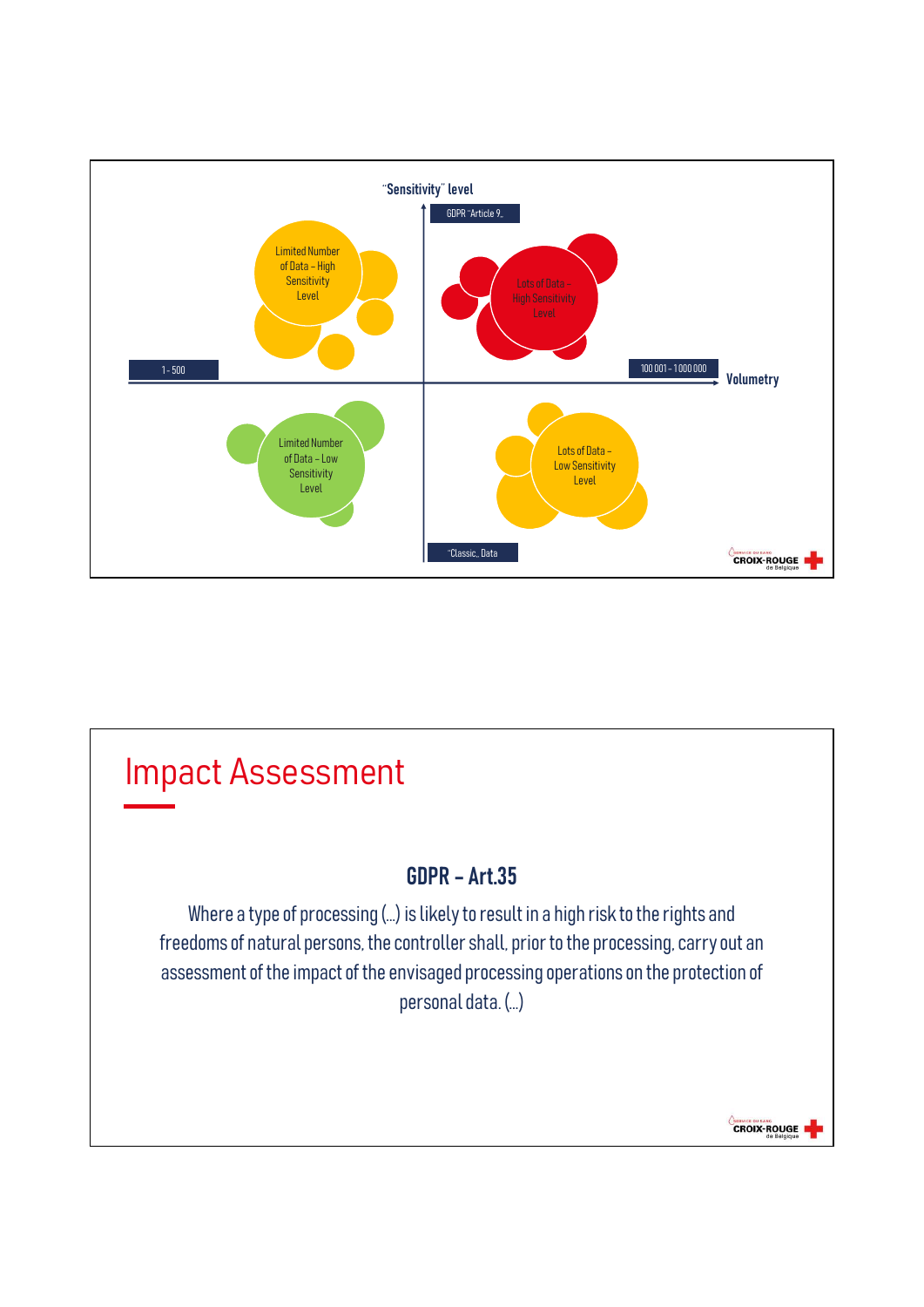"Sensitivity" level

GDPR "Article 9"

Limited Number of Data – High Sensitivity Level

Lots of Data – High Sensitivity Level

1 - 500

100 001 – 1 000 000

Volumetry

Limited Number of Data – Low Sensitivity Level

Lots of Data – Low Sensitivity Level

"Classic" Data

# Impact Assessment

## GDPR – Art.35

Where a type of processing (...) is likely to result in a high risk to the rights and freedoms of natural persons, the controller shall, prior to the processing, carry out an assessment of the impact of the envisaged processing operations on the protection of personal data. (...)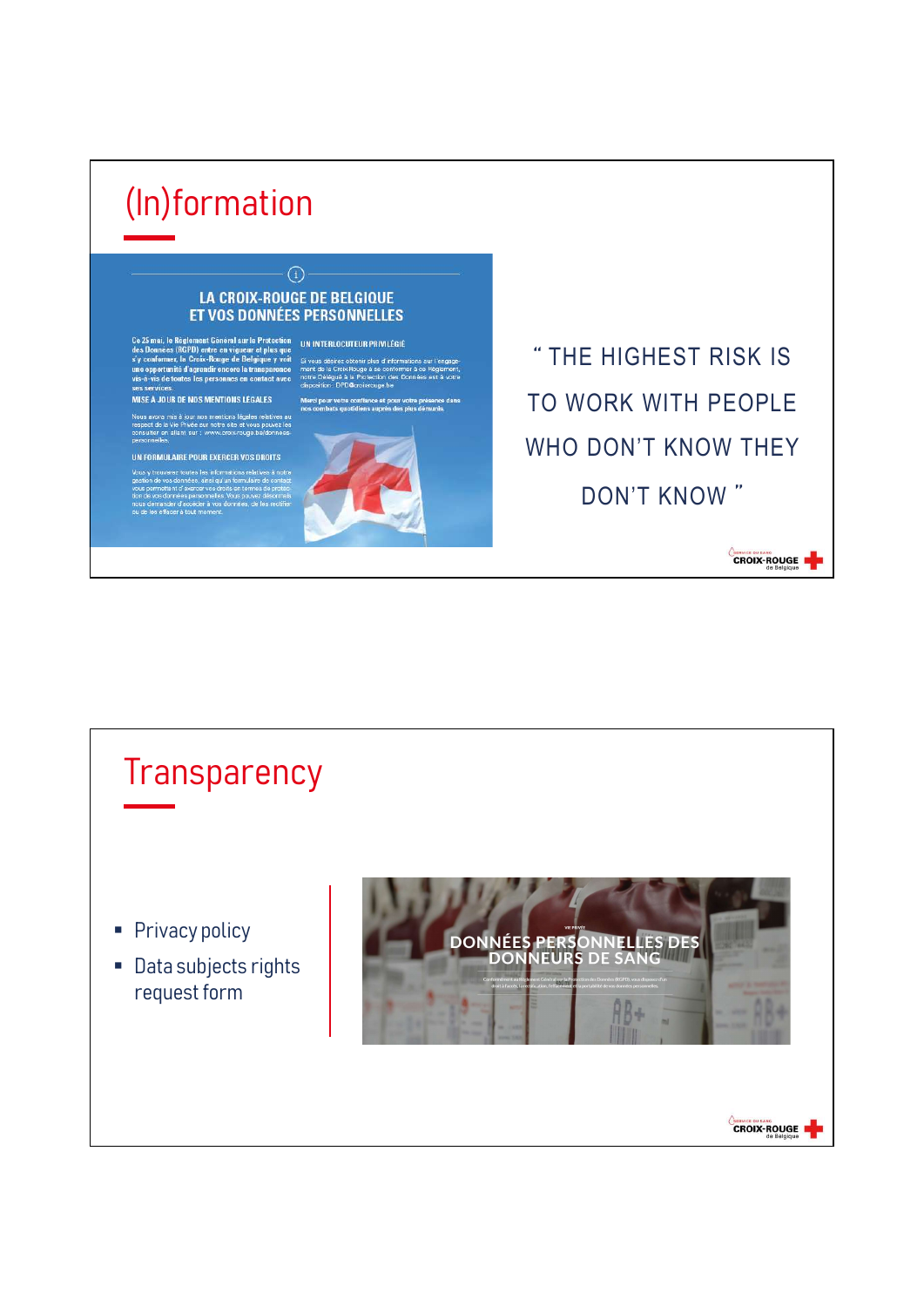# (In)formation

## LA CROIX-ROUGE DE BELGIQUE ET VOS DONNÉES PERSONNELLES

**Ce 25 mai, le Règlement Général sur la Protection des Données (RGPD) entre en vigueur et plus que s'y conformer, la Croix-Rouge de Belgique y voit une opportunité d'agrandir encore la transparence vis-à-vis de toutes les personnes en contact avec ses services.**

**MISE À JOUR DE NOS MENTIONS LÉGALES**

Nous avons mis à jour nos mentions légales relatives au respect de la Vie Privée sur notre site et vous pouvez les consulter en allant sur : www.croix-rouge.be/donnees-personnelles.

**UN FORMULAIRE POUR EXERCER VOS DROITS**

Vous y trouverez toutes les informations relatives à notre gestion de vos données, ainsi qu'un formulaire de contact vous permettant d'exercer vos droits en termes de protection de vos données personnelles. Vous pouvez désormais nous demander d'accéder à vos données, de les rectifier ou de les effacer à tout moment.

**UN INTERLOCUTEUR PRIVILÉGIÉ**

Si vous désirez obtenir plus d'informations sur l'engagement de la Croix-Rouge à se conformer à ce Règlement, notre Délégué à la Protection des Données est à votre disposition : DPO@croix-rouge.be

**Merci pour votre confiance et pour votre présence dans nos combats quotidiens auprès des plus démunis.**

" THE HIGHEST RISK IS TO WORK WITH PEOPLE WHO DON'T KNOW THEY DON'T KNOW "

# Transparency

- Privacy policy
- Data subjects rights request form

VIE PRIVÉE

DONNÉES PERSONNELLES DES DONNEURS DE SANG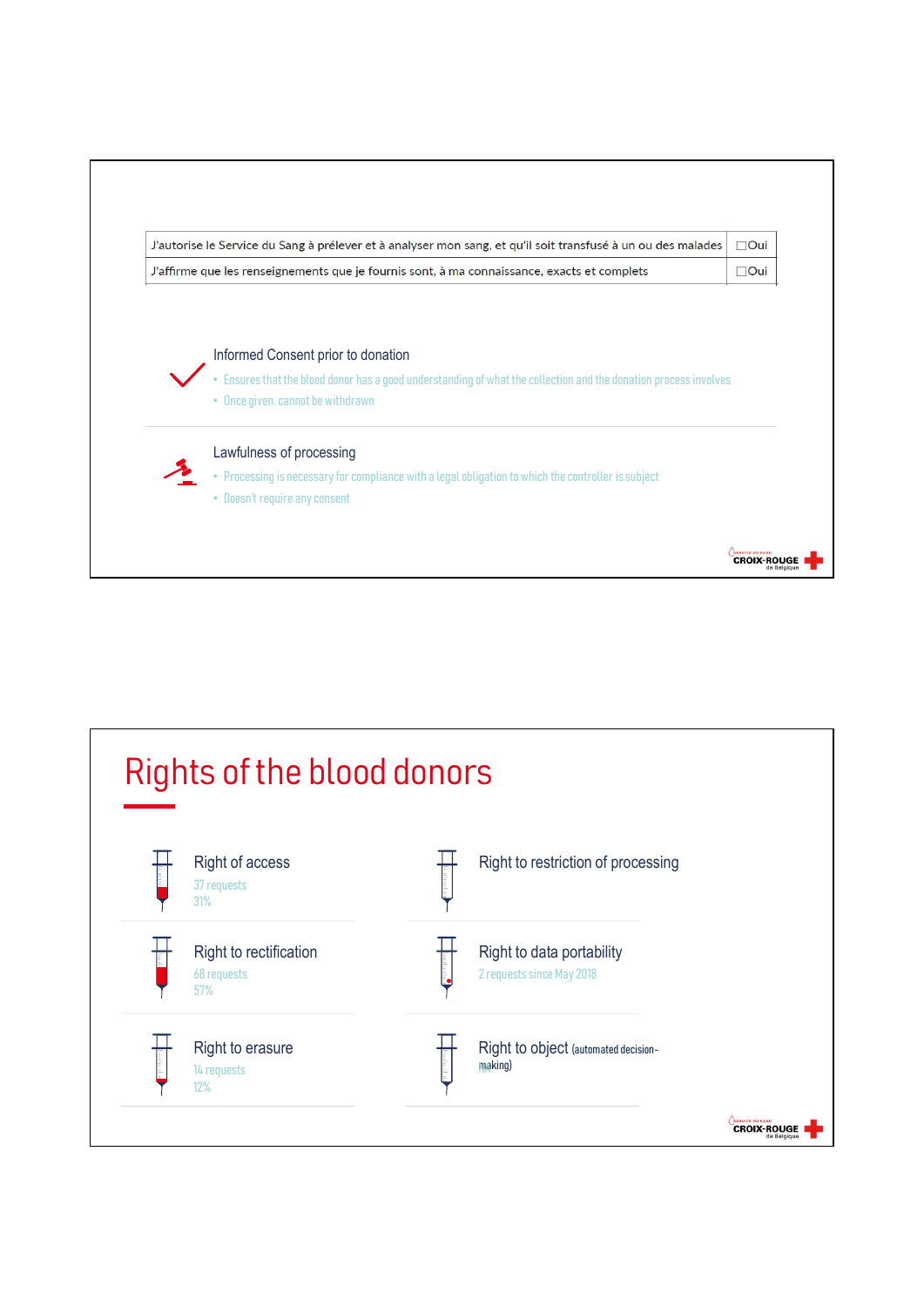| J'autorise le Service du Sang à prélever et à analyser mon sang, et qu'il soit transfusé à un ou des malades | ☐Oui |
|---|---|
| J'affirme que les renseignements que je fournis sont, à ma connaissance, exacts et complets | ☐Oui |

### Informed Consent prior to donation

- Ensures that the blood donor has a good understanding of what the collection and the donation process involves
- Once given, cannot be withdrawn

### Lawfulness of processing

- Processing is necessary for compliance with a legal obligation to which the controller is subject
- Doesn't require any consent

# Rights of the blood donors

**Right of access**
37 requests
31%

**Right to restriction of processing**

**Right to rectification**
68 requests
57%

**Right to data portability**
2 requests since May 2018

**Right to erasure**
14 requests
12%

**Right to object** (automated decision-making)
NA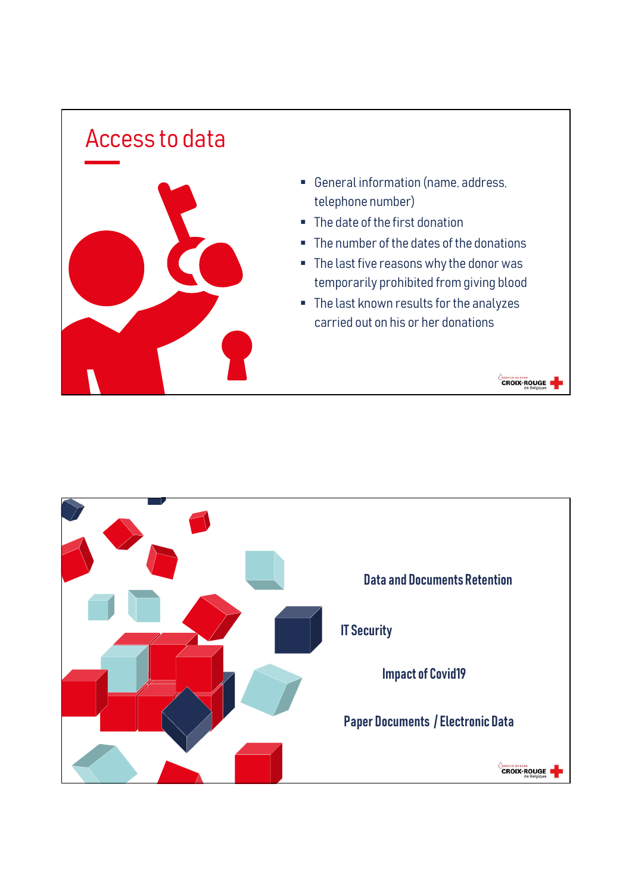## Access to data

- General information (name, address, telephone number)
- The date of the first donation
- The number of the dates of the donations
- The last five reasons why the donor was temporarily prohibited from giving blood
- The last known results for the analyzes carried out on his or her donations

**Data and Documents Retention**

**IT Security**

**Impact of Covid19**

**Paper Documents / Electronic Data**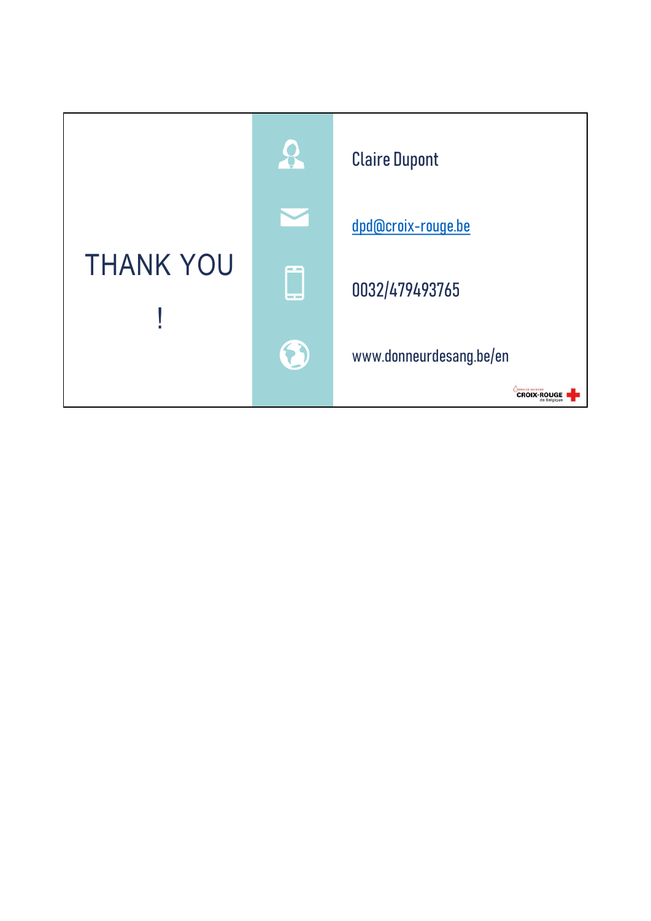# THANK YOU !

Claire Dupont

dpd@croix-rouge.be

0032/479493765

www.donneurdesang.be/en

CROIX-ROUGE de Belgique